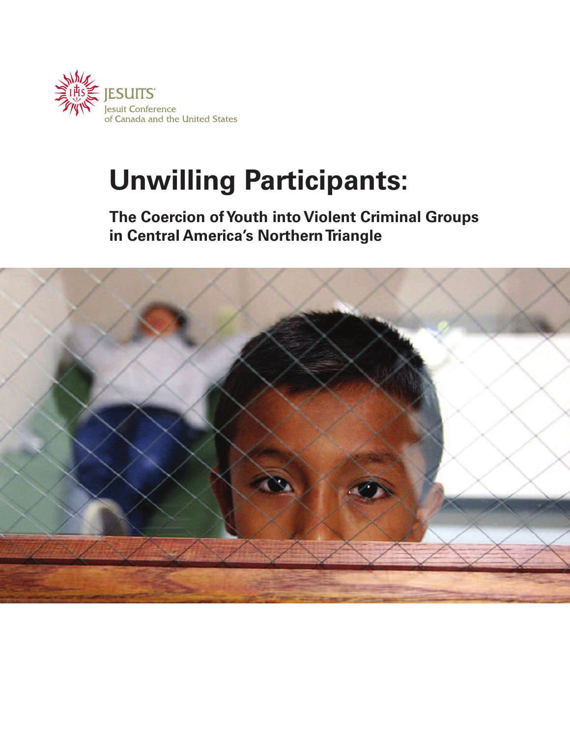JESUITS

Jesuit Conference of Canada and the United States

# Unwilling Participants:

## The Coercion of Youth into Violent Criminal Groups in Central America's Northern Triangle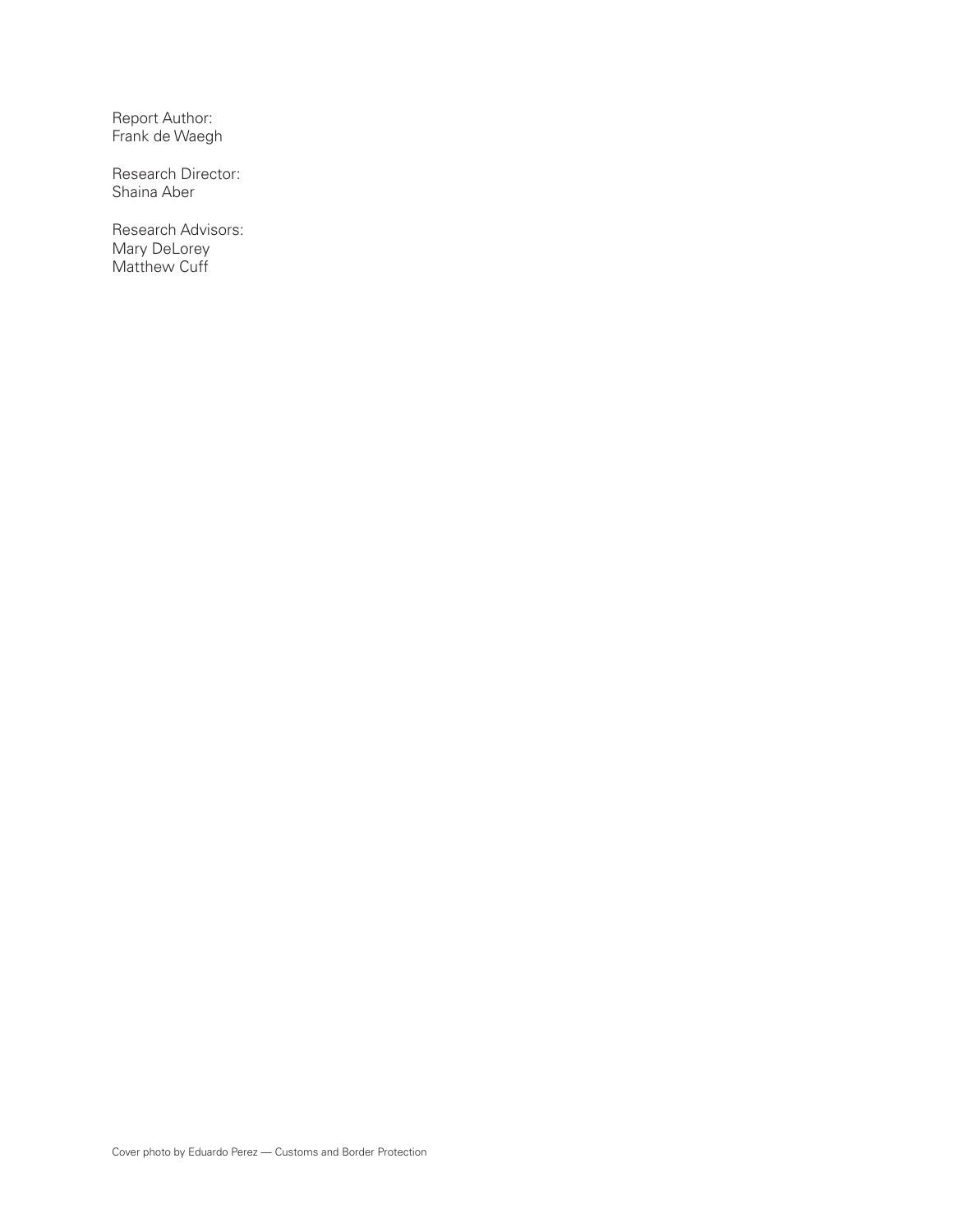Report Author:
Frank de Waegh

Research Director:
Shaina Aber

Research Advisors:
Mary DeLorey
Matthew Cuff

Cover photo by Eduardo Perez — Customs and Border Protection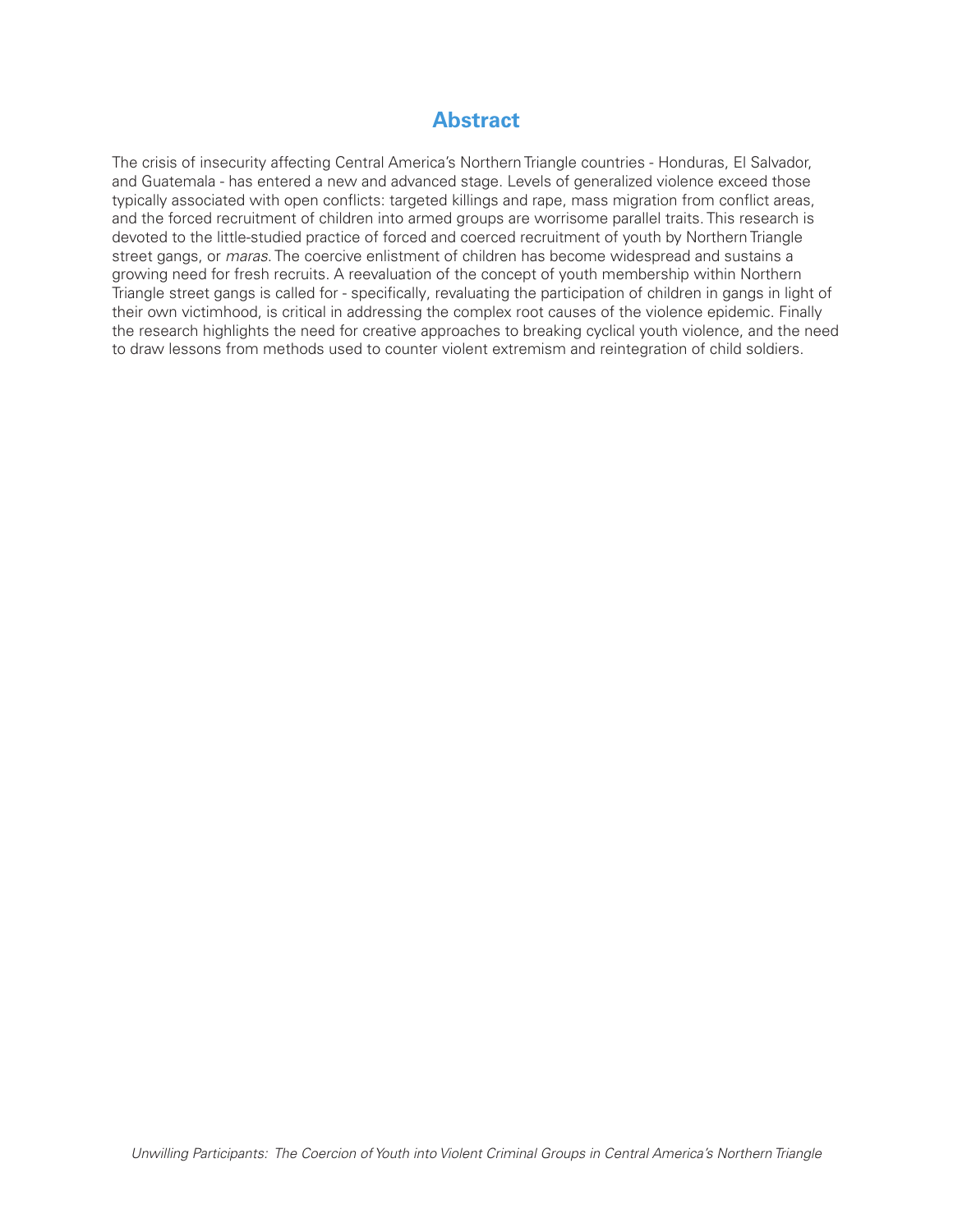## Abstract

The crisis of insecurity affecting Central America's Northern Triangle countries - Honduras, El Salvador, and Guatemala - has entered a new and advanced stage. Levels of generalized violence exceed those typically associated with open conflicts: targeted killings and rape, mass migration from conflict areas, and the forced recruitment of children into armed groups are worrisome parallel traits. This research is devoted to the little-studied practice of forced and coerced recruitment of youth by Northern Triangle street gangs, or *maras*. The coercive enlistment of children has become widespread and sustains a growing need for fresh recruits. A reevaluation of the concept of youth membership within Northern Triangle street gangs is called for - specifically, revaluating the participation of children in gangs in light of their own victimhood, is critical in addressing the complex root causes of the violence epidemic. Finally the research highlights the need for creative approaches to breaking cyclical youth violence, and the need to draw lessons from methods used to counter violent extremism and reintegration of child soldiers.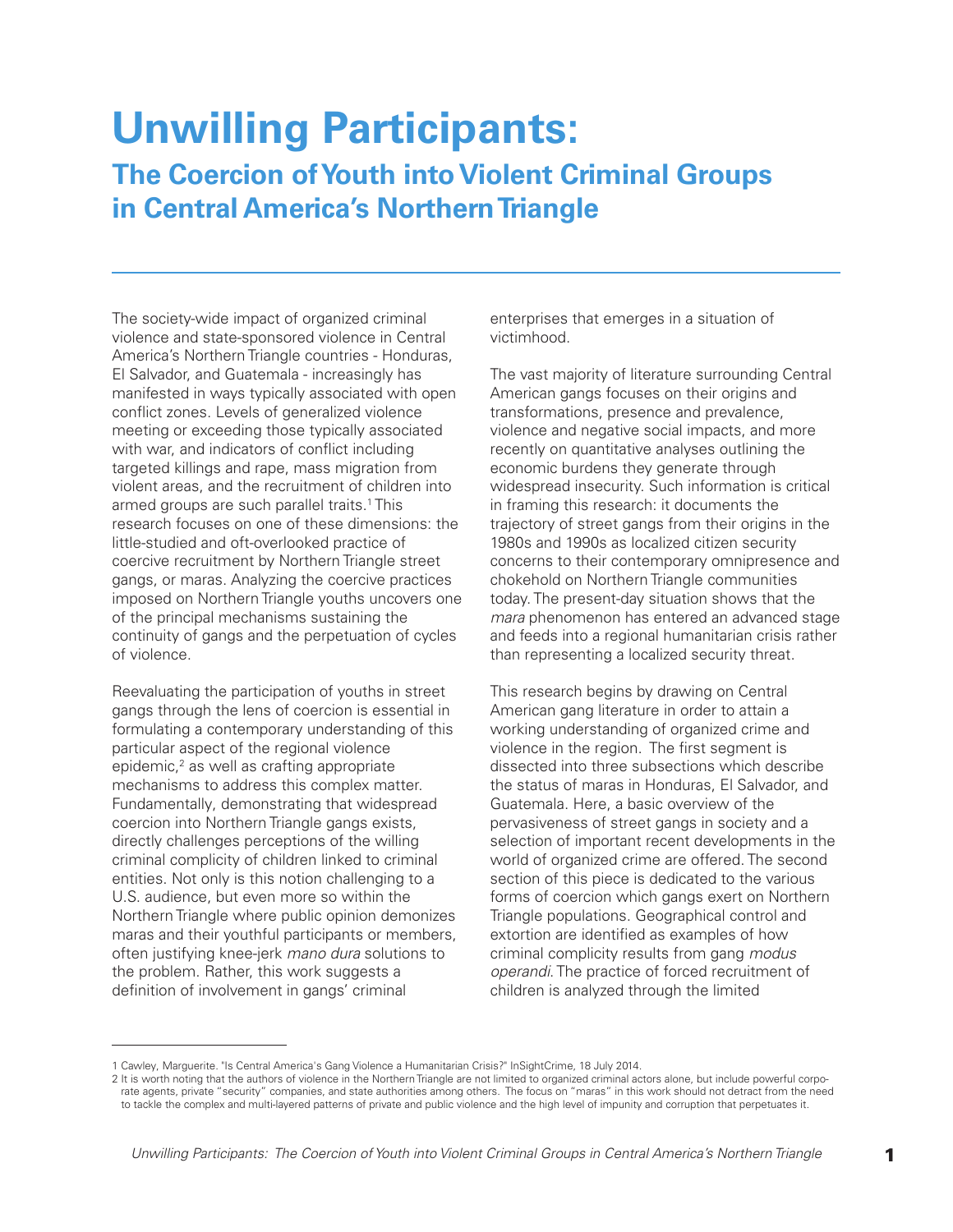# Unwilling Participants:

## The Coercion of Youth into Violent Criminal Groups in Central America's Northern Triangle

The society-wide impact of organized criminal violence and state-sponsored violence in Central America's Northern Triangle countries - Honduras, El Salvador, and Guatemala - increasingly has manifested in ways typically associated with open conflict zones. Levels of generalized violence meeting or exceeding those typically associated with war, and indicators of conflict including targeted killings and rape, mass migration from violent areas, and the recruitment of children into armed groups are such parallel traits.[1] This research focuses on one of these dimensions: the little-studied and oft-overlooked practice of coercive recruitment by Northern Triangle street gangs, or maras. Analyzing the coercive practices imposed on Northern Triangle youths uncovers one of the principal mechanisms sustaining the continuity of gangs and the perpetuation of cycles of violence.

Reevaluating the participation of youths in street gangs through the lens of coercion is essential in formulating a contemporary understanding of this particular aspect of the regional violence epidemic,[2] as well as crafting appropriate mechanisms to address this complex matter. Fundamentally, demonstrating that widespread coercion into Northern Triangle gangs exists, directly challenges perceptions of the willing criminal complicity of children linked to criminal entities. Not only is this notion challenging to a U.S. audience, but even more so within the Northern Triangle where public opinion demonizes maras and their youthful participants or members, often justifying knee-jerk *mano dura* solutions to the problem. Rather, this work suggests a definition of involvement in gangs' criminal enterprises that emerges in a situation of victimhood.

The vast majority of literature surrounding Central American gangs focuses on their origins and transformations, presence and prevalence, violence and negative social impacts, and more recently on quantitative analyses outlining the economic burdens they generate through widespread insecurity. Such information is critical in framing this research: it documents the trajectory of street gangs from their origins in the 1980s and 1990s as localized citizen security concerns to their contemporary omnipresence and chokehold on Northern Triangle communities today. The present-day situation shows that the *mara* phenomenon has entered an advanced stage and feeds into a regional humanitarian crisis rather than representing a localized security threat.

This research begins by drawing on Central American gang literature in order to attain a working understanding of organized crime and violence in the region. The first segment is dissected into three subsections which describe the status of maras in Honduras, El Salvador, and Guatemala. Here, a basic overview of the pervasiveness of street gangs in society and a selection of important recent developments in the world of organized crime are offered. The second section of this piece is dedicated to the various forms of coercion which gangs exert on Northern Triangle populations. Geographical control and extortion are identified as examples of how criminal complicity results from gang *modus operandi*. The practice of forced recruitment of children is analyzed through the limited

---

1 Cawley, Marguerite. "Is Central America's Gang Violence a Humanitarian Crisis?" InSightCrime, 18 July 2014.

2 It is worth noting that the authors of violence in the Northern Triangle are not limited to organized criminal actors alone, but include powerful corporate agents, private "security" companies, and state authorities among others. The focus on "maras" in this work should not detract from the need to tackle the complex and multi-layered patterns of private and public violence and the high level of impunity and corruption that perpetuates it.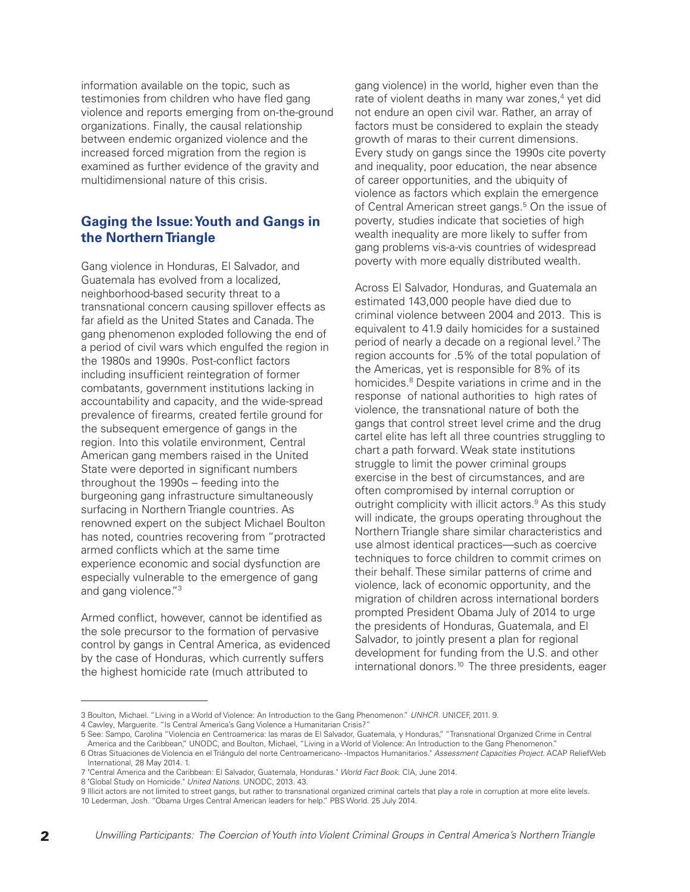information available on the topic, such as testimonies from children who have fled gang violence and reports emerging from on-the-ground organizations. Finally, the causal relationship between endemic organized violence and the increased forced migration from the region is examined as further evidence of the gravity and multidimensional nature of this crisis.

## Gaging the Issue: Youth and Gangs in the Northern Triangle

Gang violence in Honduras, El Salvador, and Guatemala has evolved from a localized, neighborhood-based security threat to a transnational concern causing spillover effects as far afield as the United States and Canada. The gang phenomenon exploded following the end of a period of civil wars which engulfed the region in the 1980s and 1990s. Post-conflict factors including insufficient reintegration of former combatants, government institutions lacking in accountability and capacity, and the wide-spread prevalence of firearms, created fertile ground for the subsequent emergence of gangs in the region. Into this volatile environment, Central American gang members raised in the United State were deported in significant numbers throughout the 1990s – feeding into the burgeoning gang infrastructure simultaneously surfacing in Northern Triangle countries. As renowned expert on the subject Michael Boulton has noted, countries recovering from "protracted armed conflicts which at the same time experience economic and social dysfunction are especially vulnerable to the emergence of gang and gang violence."[3]

Armed conflict, however, cannot be identified as the sole precursor to the formation of pervasive control by gangs in Central America, as evidenced by the case of Honduras, which currently suffers the highest homicide rate (much attributed to gang violence) in the world, higher even than the rate of violent deaths in many war zones,[4] yet did not endure an open civil war. Rather, an array of factors must be considered to explain the steady growth of maras to their current dimensions. Every study on gangs since the 1990s cite poverty and inequality, poor education, the near absence of career opportunities, and the ubiquity of violence as factors which explain the emergence of Central American street gangs.[5] On the issue of poverty, studies indicate that societies of high wealth inequality are more likely to suffer from gang problems vis-a-vis countries of widespread poverty with more equally distributed wealth.

Across El Salvador, Honduras, and Guatemala an estimated 143,000 people have died due to criminal violence between 2004 and 2013. This is equivalent to 41.9 daily homicides for a sustained period of nearly a decade on a regional level.[7] The region accounts for .5% of the total population of the Americas, yet is responsible for 8% of its homicides.[8] Despite variations in crime and in the response of national authorities to high rates of violence, the transnational nature of both the gangs that control street level crime and the drug cartel elite has left all three countries struggling to chart a path forward. Weak state institutions struggle to limit the power criminal groups exercise in the best of circumstances, and are often compromised by internal corruption or outright complicity with illicit actors.[9] As this study will indicate, the groups operating throughout the Northern Triangle share similar characteristics and use almost identical practices—such as coercive techniques to force children to commit crimes on their behalf. These similar patterns of crime and violence, lack of economic opportunity, and the migration of children across international borders prompted President Obama July of 2014 to urge the presidents of Honduras, Guatemala, and El Salvador, to jointly present a plan for regional development for funding from the U.S. and other international donors.[10] The three presidents, eager

---

3 Boulton, Michael. "Living in a World of Violence: An Introduction to the Gang Phenomenon." *UNHCR*. UNICEF, 2011. 9.

4 Cawley, Marguerite. "Is Central America's Gang Violence a Humanitarian Crisis?"

5 See: Sampo, Carolina "Violencia en Centroamerica: las maras de El Salvador, Guatemala, y Honduras," "Transnational Organized Crime in Central America and the Caribbean," UNODC, and Boulton, Michael, "Living in a World of Violence: An Introduction to the Gang Phenomenon."

6 Otras Situaciones de Violencia en el Triángulo del norte Centroamericano- -Impactos Humanitarios." *Assessment Capacities Project*. ACAP ReliefWeb International, 28 May 2014. 1.

7 "Central America and the Caribbean: El Salvador, Guatemala, Honduras." *World Fact Book*. CIA, June 2014.

8 "Global Study on Homicide." *United Nations*. UNODC, 2013. 43.

9 Illicit actors are not limited to street gangs, but rather to transnational organized criminal cartels that play a role in corruption at more elite levels.

10 Lederman, Josh. "Obama Urges Central American leaders for help." PBS World. 25 July 2014.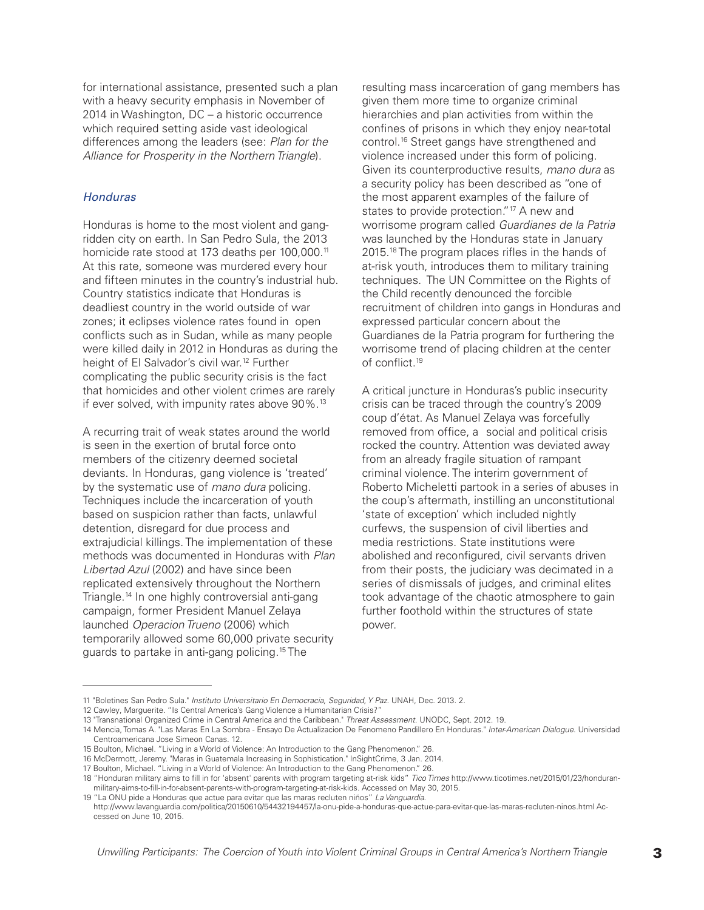for international assistance, presented such a plan with a heavy security emphasis in November of 2014 in Washington, DC – a historic occurrence which required setting aside vast ideological differences among the leaders (see: *Plan for the Alliance for Prosperity in the Northern Triangle*).

### *Honduras*

Honduras is home to the most violent and gang-ridden city on earth. In San Pedro Sula, the 2013 homicide rate stood at 173 deaths per 100,000.[11] At this rate, someone was murdered every hour and fifteen minutes in the country's industrial hub. Country statistics indicate that Honduras is deadliest country in the world outside of war zones; it eclipses violence rates found in open conflicts such as in Sudan, while as many people were killed daily in 2012 in Honduras as during the height of El Salvador's civil war.[12] Further complicating the public security crisis is the fact that homicides and other violent crimes are rarely if ever solved, with impunity rates above 90%.[13]

A recurring trait of weak states around the world is seen in the exertion of brutal force onto members of the citizenry deemed societal deviants. In Honduras, gang violence is 'treated' by the systematic use of *mano dura* policing. Techniques include the incarceration of youth based on suspicion rather than facts, unlawful detention, disregard for due process and extrajudicial killings. The implementation of these methods was documented in Honduras with *Plan Libertad Azul* (2002) and have since been replicated extensively throughout the Northern Triangle.[14] In one highly controversial anti-gang campaign, former President Manuel Zelaya launched *Operacion Trueno* (2006) which temporarily allowed some 60,000 private security guards to partake in anti-gang policing.[15] The resulting mass incarceration of gang members has given them more time to organize criminal hierarchies and plan activities from within the confines of prisons in which they enjoy near-total control.[16] Street gangs have strengthened and violence increased under this form of policing. Given its counterproductive results, *mano dura* as a security policy has been described as "one of the most apparent examples of the failure of states to provide protection."[17] A new and worrisome program called *Guardianes de la Patria* was launched by the Honduras state in January 2015.[18] The program places rifles in the hands of at-risk youth, introduces them to military training techniques. The UN Committee on the Rights of the Child recently denounced the forcible recruitment of children into gangs in Honduras and expressed particular concern about the Guardianes de la Patria program for furthering the worrisome trend of placing children at the center of conflict.[19]

A critical juncture in Honduras's public insecurity crisis can be traced through the country's 2009 coup d'état. As Manuel Zelaya was forcefully removed from office, a social and political crisis rocked the country. Attention was deviated away from an already fragile situation of rampant criminal violence. The interim government of Roberto Micheletti partook in a series of abuses in the coup's aftermath, instilling an unconstitutional 'state of exception' which included nightly curfews, the suspension of civil liberties and media restrictions. State institutions were abolished and reconfigured, civil servants driven from their posts, the judiciary was decimated in a series of dismissals of judges, and criminal elites took advantage of the chaotic atmosphere to gain further foothold within the structures of state power.

---

11 "Boletines San Pedro Sula." *Instituto Universitario En Democracia, Seguridad, Y Paz.* UNAH, Dec. 2013. 2.

12 Cawley, Marguerite. "Is Central America's Gang Violence a Humanitarian Crisis?"

13 "Transnational Organized Crime in Central America and the Caribbean." *Threat Assessment.* UNODC, Sept. 2012. 19.

14 Mencia, Tomas A. "Las Maras En La Sombra - Ensayo De Actualizacion De Fenomeno Pandillero En Honduras." *Inter-American Dialogue.* Universidad Centroamericana Jose Simeon Canas. 12.

15 Boulton, Michael. "Living in a World of Violence: An Introduction to the Gang Phenomenon." 26.

16 McDermott, Jeremy. "Maras in Guatemala Increasing in Sophistication." InSightCrime, 3 Jan. 2014.

17 Boulton, Michael. "Living in a World of Violence: An Introduction to the Gang Phenomenon." 26.

18 "Honduran military aims to fill in for 'absent' parents with program targeting at-risk kids" *Tico Times* http://www.ticotimes.net/2015/01/23/honduran-military-aims-to-fill-in-for-absent-parents-with-program-targeting-at-risk-kids. Accessed on May 30, 2015.

19 "La ONU pide a Honduras que actue para evitar que las maras recluten niños" *La Vanguardia.* http://www.lavanguardia.com/politica/20150610/54432194457/la-onu-pide-a-honduras-que-actue-para-evitar-que-las-maras-recluten-ninos.html Accessed on June 10, 2015.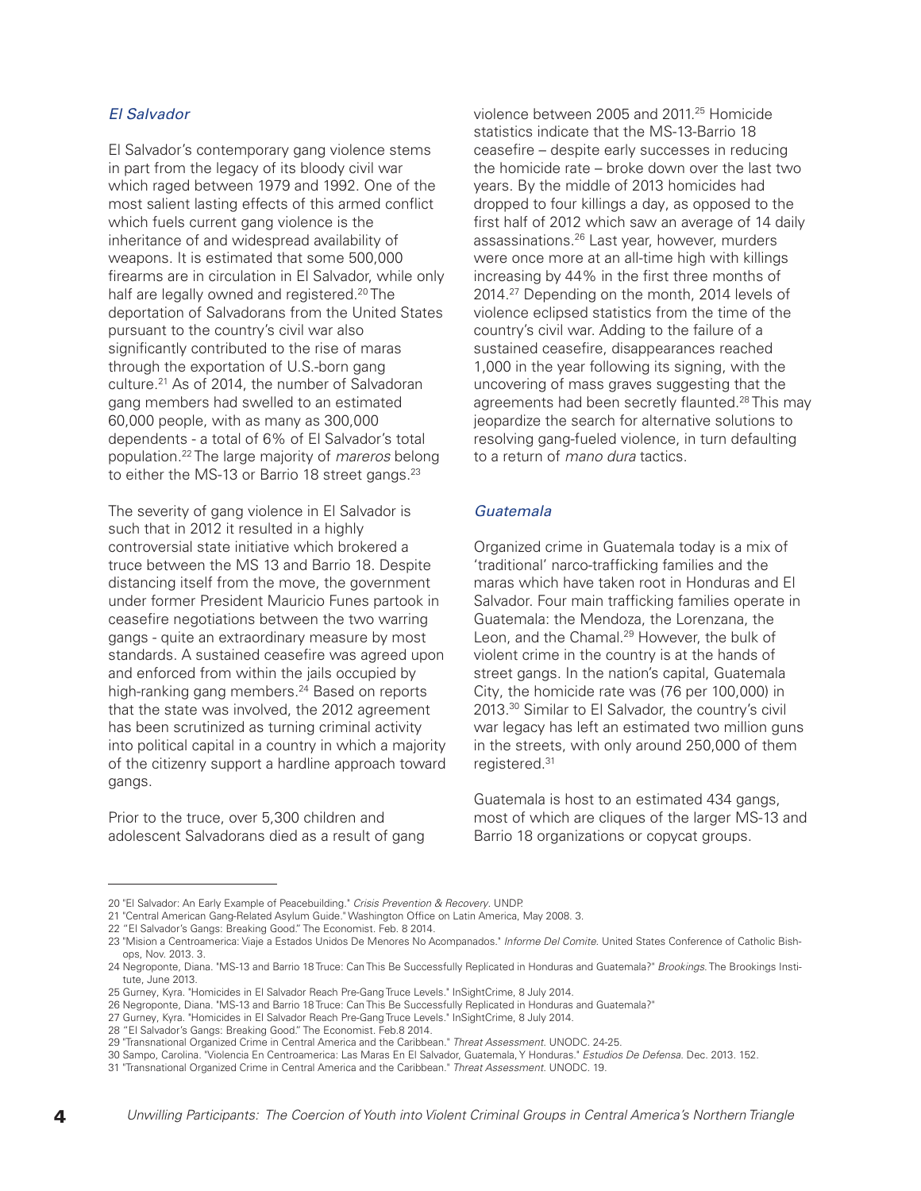### *El Salvador*

El Salvador's contemporary gang violence stems in part from the legacy of its bloody civil war which raged between 1979 and 1992. One of the most salient lasting effects of this armed conflict which fuels current gang violence is the inheritance of and widespread availability of weapons. It is estimated that some 500,000 firearms are in circulation in El Salvador, while only half are legally owned and registered.[20] The deportation of Salvadorans from the United States pursuant to the country's civil war also significantly contributed to the rise of maras through the exportation of U.S.-born gang culture.[21] As of 2014, the number of Salvadoran gang members had swelled to an estimated 60,000 people, with as many as 300,000 dependents - a total of 6% of El Salvador's total population.[22] The large majority of *mareros* belong to either the MS-13 or Barrio 18 street gangs.[23]

The severity of gang violence in El Salvador is such that in 2012 it resulted in a highly controversial state initiative which brokered a truce between the MS 13 and Barrio 18. Despite distancing itself from the move, the government under former President Mauricio Funes partook in ceasefire negotiations between the two warring gangs - quite an extraordinary measure by most standards. A sustained ceasefire was agreed upon and enforced from within the jails occupied by high-ranking gang members.[24] Based on reports that the state was involved, the 2012 agreement has been scrutinized as turning criminal activity into political capital in a country in which a majority of the citizenry support a hardline approach toward gangs.

Prior to the truce, over 5,300 children and adolescent Salvadorans died as a result of gang violence between 2005 and 2011.[25] Homicide statistics indicate that the MS-13-Barrio 18 ceasefire – despite early successes in reducing the homicide rate – broke down over the last two years. By the middle of 2013 homicides had dropped to four killings a day, as opposed to the first half of 2012 which saw an average of 14 daily assassinations.[26] Last year, however, murders were once more at an all-time high with killings increasing by 44% in the first three months of 2014.[27] Depending on the month, 2014 levels of violence eclipsed statistics from the time of the country's civil war. Adding to the failure of a sustained ceasefire, disappearances reached 1,000 in the year following its signing, with the uncovering of mass graves suggesting that the agreements had been secretly flaunted.[28] This may jeopardize the search for alternative solutions to resolving gang-fueled violence, in turn defaulting to a return of *mano dura* tactics.

### *Guatemala*

Organized crime in Guatemala today is a mix of 'traditional' narco-trafficking families and the maras which have taken root in Honduras and El Salvador. Four main trafficking families operate in Guatemala: the Mendoza, the Lorenzana, the Leon, and the Chamal.[29] However, the bulk of violent crime in the country is at the hands of street gangs. In the nation's capital, Guatemala City, the homicide rate was (76 per 100,000) in 2013.[30] Similar to El Salvador, the country's civil war legacy has left an estimated two million guns in the streets, with only around 250,000 of them registered.[31]

Guatemala is host to an estimated 434 gangs, most of which are cliques of the larger MS-13 and Barrio 18 organizations or copycat groups.

---

20 "El Salvador: An Early Example of Peacebuilding." *Crisis Prevention & Recovery*. UNDP.

21 "Central American Gang-Related Asylum Guide." Washington Office on Latin America, May 2008. 3.

22 "El Salvador's Gangs: Breaking Good." The Economist. Feb. 8 2014.

23 "Mision a Centroamerica: Viaje a Estados Unidos De Menores No Acompanados." *Informe Del Comite*. United States Conference of Catholic Bishops, Nov. 2013. 3.

24 Negroponte, Diana. "MS-13 and Barrio 18 Truce: Can This Be Successfully Replicated in Honduras and Guatemala?" *Brookings*. The Brookings Institute, June 2013.

25 Gurney, Kyra. "Homicides in El Salvador Reach Pre-Gang Truce Levels." InSightCrime, 8 July 2014.

26 Negroponte, Diana. "MS-13 and Barrio 18 Truce: Can This Be Successfully Replicated in Honduras and Guatemala?"

27 Gurney, Kyra. "Homicides in El Salvador Reach Pre-Gang Truce Levels." InSightCrime, 8 July 2014.

28 "El Salvador's Gangs: Breaking Good." The Economist. Feb.8 2014.

29 "Transnational Organized Crime in Central America and the Caribbean." *Threat Assessment*. UNODC. 24-25.

30 Sampo, Carolina. "Violencia En Centroamerica: Las Maras En El Salvador, Guatemala, Y Honduras." *Estudios De Defensa*. Dec. 2013. 152.

31 "Transnational Organized Crime in Central America and the Caribbean." *Threat Assessment*. UNODC. 19.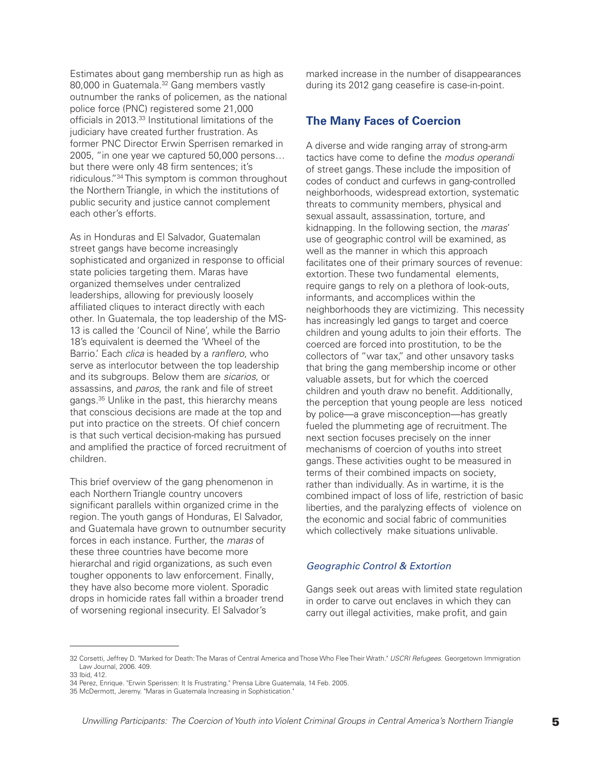Estimates about gang membership run as high as 80,000 in Guatemala.[32] Gang members vastly outnumber the ranks of policemen, as the national police force (PNC) registered some 21,000 officials in 2013.[33] Institutional limitations of the judiciary have created further frustration. As former PNC Director Erwin Sperrisen remarked in 2005, "in one year we captured 50,000 persons… but there were only 48 firm sentences; it's ridiculous."[34] This symptom is common throughout the Northern Triangle, in which the institutions of public security and justice cannot complement each other's efforts.

As in Honduras and El Salvador, Guatemalan street gangs have become increasingly sophisticated and organized in response to official state policies targeting them. Maras have organized themselves under centralized leaderships, allowing for previously loosely affiliated cliques to interact directly with each other. In Guatemala, the top leadership of the MS-13 is called the 'Council of Nine', while the Barrio 18's equivalent is deemed the 'Wheel of the Barrio.' Each *clica* is headed by a *ranflero*, who serve as interlocutor between the top leadership and its subgroups. Below them are *sicarios*, or assassins, and *paros*, the rank and file of street gangs.[35] Unlike in the past, this hierarchy means that conscious decisions are made at the top and put into practice on the streets. Of chief concern is that such vertical decision-making has pursued and amplified the practice of forced recruitment of children.

This brief overview of the gang phenomenon in each Northern Triangle country uncovers significant parallels within organized crime in the region. The youth gangs of Honduras, El Salvador, and Guatemala have grown to outnumber security forces in each instance. Further, the *maras* of these three countries have become more hierarchal and rigid organizations, as such even tougher opponents to law enforcement. Finally, they have also become more violent. Sporadic drops in homicide rates fall within a broader trend of worsening regional insecurity. El Salvador's marked increase in the number of disappearances during its 2012 gang ceasefire is case-in-point.

## The Many Faces of Coercion

A diverse and wide ranging array of strong-arm tactics have come to define the *modus operandi* of street gangs. These include the imposition of codes of conduct and curfews in gang-controlled neighborhoods, widespread extortion, systematic threats to community members, physical and sexual assault, assassination, torture, and kidnapping. In the following section, the *maras*' use of geographic control will be examined, as well as the manner in which this approach facilitates one of their primary sources of revenue: extortion. These two fundamental elements, require gangs to rely on a plethora of look-outs, informants, and accomplices within the neighborhoods they are victimizing. This necessity has increasingly led gangs to target and coerce children and young adults to join their efforts. The coerced are forced into prostitution, to be the collectors of "war tax," and other unsavory tasks that bring the gang membership income or other valuable assets, but for which the coerced children and youth draw no benefit. Additionally, the perception that young people are less noticed by police—a grave misconception—has greatly fueled the plummeting age of recruitment. The next section focuses precisely on the inner mechanisms of coercion of youths into street gangs. These activities ought to be measured in terms of their combined impacts on society, rather than individually. As in wartime, it is the combined impact of loss of life, restriction of basic liberties, and the paralyzing effects of violence on the economic and social fabric of communities which collectively make situations unlivable.

### *Geographic Control & Extortion*

Gangs seek out areas with limited state regulation in order to carve out enclaves in which they can carry out illegal activities, make profit, and gain

---

32 Corsetti, Jeffrey D. "Marked for Death: The Maras of Central America and Those Who Flee Their Wrath." *USCRI Refugees*. Georgetown Immigration Law Journal, 2006. 409.

33 Ibid, 412.

34 Perez, Enrique. "Erwin Sperissen: It Is Frustrating." Prensa Libre Guatemala, 14 Feb. 2005.

35 McDermott, Jeremy. "Maras in Guatemala Increasing in Sophistication."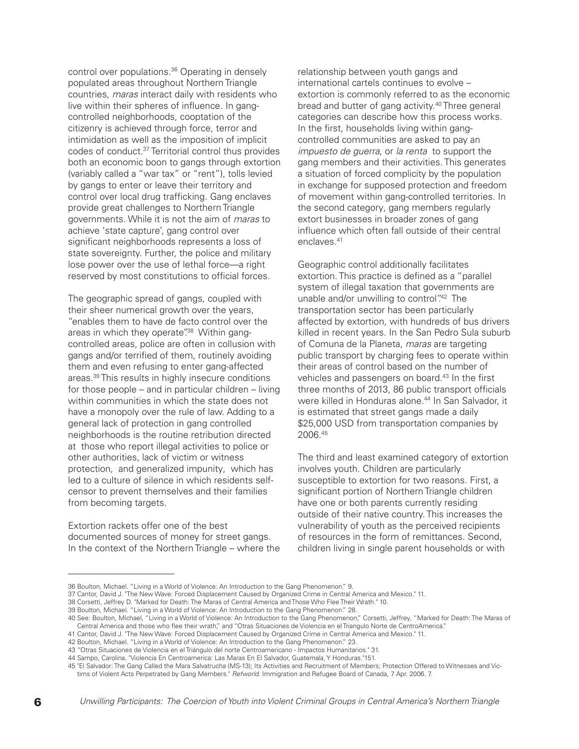control over populations.[36] Operating in densely populated areas throughout Northern Triangle countries, *maras* interact daily with residents who live within their spheres of influence. In gang-controlled neighborhoods, cooptation of the citizenry is achieved through force, terror and intimidation as well as the imposition of implicit codes of conduct.[37] Territorial control thus provides both an economic boon to gangs through extortion (variably called a "war tax" or "rent"), tolls levied by gangs to enter or leave their territory and control over local drug trafficking. Gang enclaves provide great challenges to Northern Triangle governments. While it is not the aim of *maras* to achieve 'state capture', gang control over significant neighborhoods represents a loss of state sovereignty. Further, the police and military lose power over the use of lethal force—a right reserved by most constitutions to official forces.

The geographic spread of gangs, coupled with their sheer numerical growth over the years, "enables them to have de facto control over the areas in which they operate".[38] Within gang-controlled areas, police are often in collusion with gangs and/or terrified of them, routinely avoiding them and even refusing to enter gang-affected areas.[39] This results in highly insecure conditions for those people – and in particular children – living within communities in which the state does not have a monopoly over the rule of law. Adding to a general lack of protection in gang controlled neighborhoods is the routine retribution directed at those who report illegal activities to police or other authorities, lack of victim or witness protection, and generalized impunity, which has led to a culture of silence in which residents self-censor to prevent themselves and their families from becoming targets.

Extortion rackets offer one of the best documented sources of money for street gangs. In the context of the Northern Triangle – where the relationship between youth gangs and international cartels continues to evolve – extortion is commonly referred to as the economic bread and butter of gang activity.[40] Three general categories can describe how this process works. In the first, households living within gang-controlled communities are asked to pay an *impuesto de guerra*, or *la renta* to support the gang members and their activities. This generates a situation of forced complicity by the population in exchange for supposed protection and freedom of movement within gang-controlled territories. In the second category, gang members regularly extort businesses in broader zones of gang influence which often fall outside of their central enclaves.[41]

Geographic control additionally facilitates extortion. This practice is defined as a "parallel system of illegal taxation that governments are unable and/or unwilling to control".[42] The transportation sector has been particularly affected by extortion, with hundreds of bus drivers killed in recent years. In the San Pedro Sula suburb of Comuna de la Planeta, *maras* are targeting public transport by charging fees to operate within their areas of control based on the number of vehicles and passengers on board.[43] In the first three months of 2013, 86 public transport officials were killed in Honduras alone.[44] In San Salvador, it is estimated that street gangs made a daily $25,000 USD from transportation companies by 2006.[45]

The third and least examined category of extortion involves youth. Children are particularly susceptible to extortion for two reasons. First, a significant portion of Northern Triangle children have one or both parents currently residing outside of their native country. This increases the vulnerability of youth as the perceived recipients of resources in the form of remittances. Second, children living in single parent households or with

---

36 Boulton, Michael. "Living in a World of Violence: An Introduction to the Gang Phenomenon." 9.

37 Cantor, David J. "The New Wave: Forced Displacement Caused by Organized Crime in Central America and Mexico." 11.

38 Corsetti, Jeffrey D. "Marked for Death: The Maras of Central America and Those Who Flee Their Wrath." 10.

39 Boulton, Michael. "Living in a World of Violence: An Introduction to the Gang Phenomenon." 28.

40 See: Boulton, Michael, "Living in a World of Violence: An Introduction to the Gang Phenomenon," Corsetti, Jeffrey, "Marked for Death: The Maras of Central America and those who flee their wrath," and "Otras Situaciones de Violencia en el Triangulo Norte de CentroAmerica."

41 Cantor, David J. "The New Wave: Forced Displacement Caused by Organized Crime in Central America and Mexico." 11.

42 Boulton, Michael. "Living in a World of Violence: An Introduction to the Gang Phenomenon." 23.

43 "Otras Situaciones de Violencia en el Triángulo del norte Centroamericano - Impactos Humanitarios." 31.

44 Sampo, Carolina. "Violencia En Centroamerica: Las Maras En El Salvador, Guatemala, Y Honduras."151.

45 "El Salvador: The Gang Called the Mara Salvatrucha (MS-13); Its Activities and Recruitment of Members; Protection Offered to Witnesses and Victims of Violent Acts Perpetrated by Gang Members." *Refworld*. Immigration and Refugee Board of Canada, 7 Apr. 2006. 7.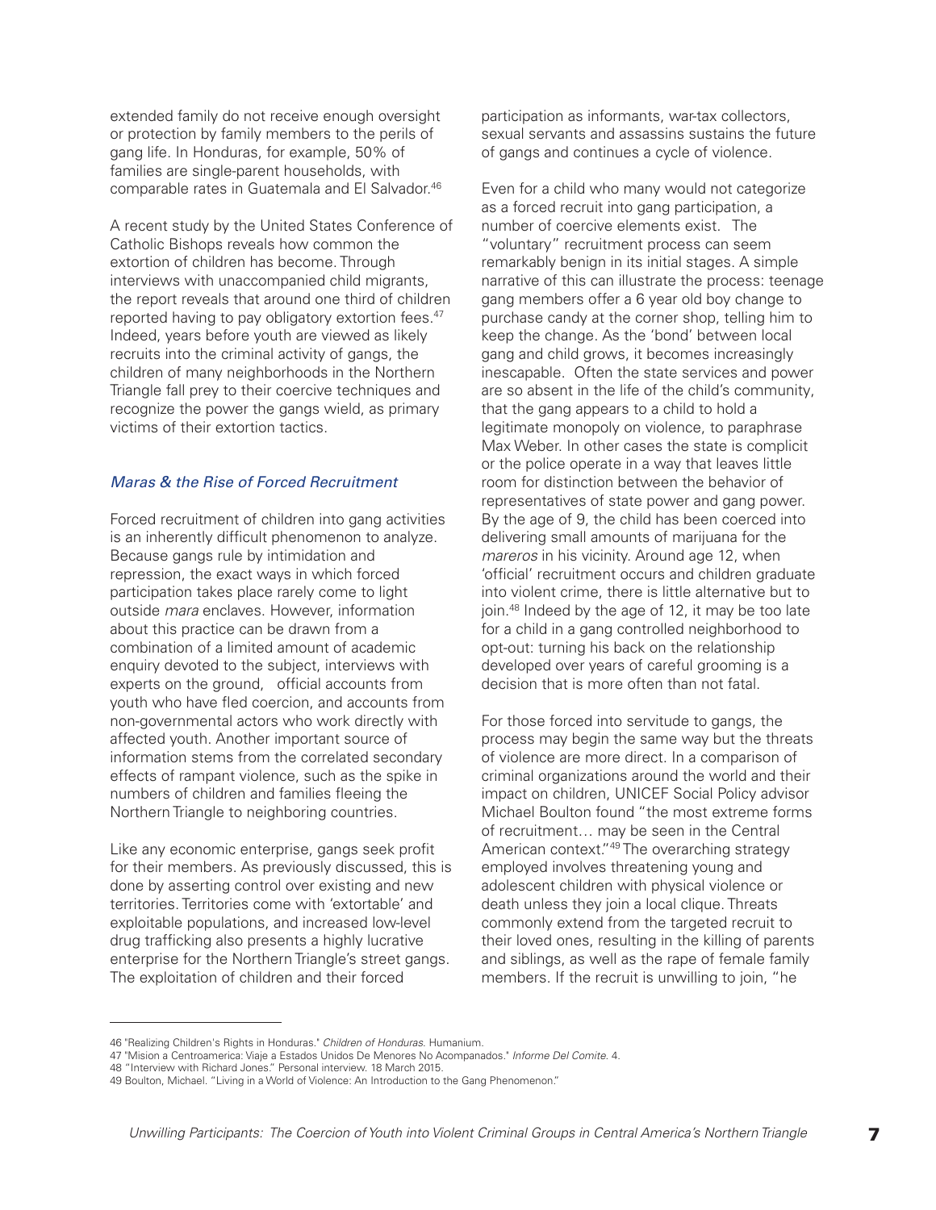extended family do not receive enough oversight or protection by family members to the perils of gang life. In Honduras, for example, 50% of families are single-parent households, with comparable rates in Guatemala and El Salvador.[46]

A recent study by the United States Conference of Catholic Bishops reveals how common the extortion of children has become. Through interviews with unaccompanied child migrants, the report reveals that around one third of children reported having to pay obligatory extortion fees.[47] Indeed, years before youth are viewed as likely recruits into the criminal activity of gangs, the children of many neighborhoods in the Northern Triangle fall prey to their coercive techniques and recognize the power the gangs wield, as primary victims of their extortion tactics.

### *Maras & the Rise of Forced Recruitment*

Forced recruitment of children into gang activities is an inherently difficult phenomenon to analyze. Because gangs rule by intimidation and repression, the exact ways in which forced participation takes place rarely come to light outside *mara* enclaves. However, information about this practice can be drawn from a combination of a limited amount of academic enquiry devoted to the subject, interviews with experts on the ground, official accounts from youth who have fled coercion, and accounts from non-governmental actors who work directly with affected youth. Another important source of information stems from the correlated secondary effects of rampant violence, such as the spike in numbers of children and families fleeing the Northern Triangle to neighboring countries.

Like any economic enterprise, gangs seek profit for their members. As previously discussed, this is done by asserting control over existing and new territories. Territories come with 'extortable' and exploitable populations, and increased low-level drug trafficking also presents a highly lucrative enterprise for the Northern Triangle's street gangs. The exploitation of children and their forced participation as informants, war-tax collectors, sexual servants and assassins sustains the future of gangs and continues a cycle of violence.

Even for a child who many would not categorize as a forced recruit into gang participation, a number of coercive elements exist. The "voluntary" recruitment process can seem remarkably benign in its initial stages. A simple narrative of this can illustrate the process: teenage gang members offer a 6 year old boy change to purchase candy at the corner shop, telling him to keep the change. As the 'bond' between local gang and child grows, it becomes increasingly inescapable. Often the state services and power are so absent in the life of the child's community, that the gang appears to a child to hold a legitimate monopoly on violence, to paraphrase Max Weber. In other cases the state is complicit or the police operate in a way that leaves little room for distinction between the behavior of representatives of state power and gang power. By the age of 9, the child has been coerced into delivering small amounts of marijuana for the *mareros* in his vicinity. Around age 12, when 'official' recruitment occurs and children graduate into violent crime, there is little alternative but to join.[48] Indeed by the age of 12, it may be too late for a child in a gang controlled neighborhood to opt-out: turning his back on the relationship developed over years of careful grooming is a decision that is more often than not fatal.

For those forced into servitude to gangs, the process may begin the same way but the threats of violence are more direct. In a comparison of criminal organizations around the world and their impact on children, UNICEF Social Policy advisor Michael Boulton found "the most extreme forms of recruitment… may be seen in the Central American context."[49] The overarching strategy employed involves threatening young and adolescent children with physical violence or death unless they join a local clique. Threats commonly extend from the targeted recruit to their loved ones, resulting in the killing of parents and siblings, as well as the rape of female family members. If the recruit is unwilling to join, "he

---

46 "Realizing Children's Rights in Honduras." *Children of Honduras*. Humanium.

47 "Mision a Centroamerica: Viaje a Estados Unidos De Menores No Acompanados." *Informe Del Comite*. 4.

48 "Interview with Richard Jones." Personal interview. 18 March 2015.

49 Boulton, Michael. "Living in a World of Violence: An Introduction to the Gang Phenomenon."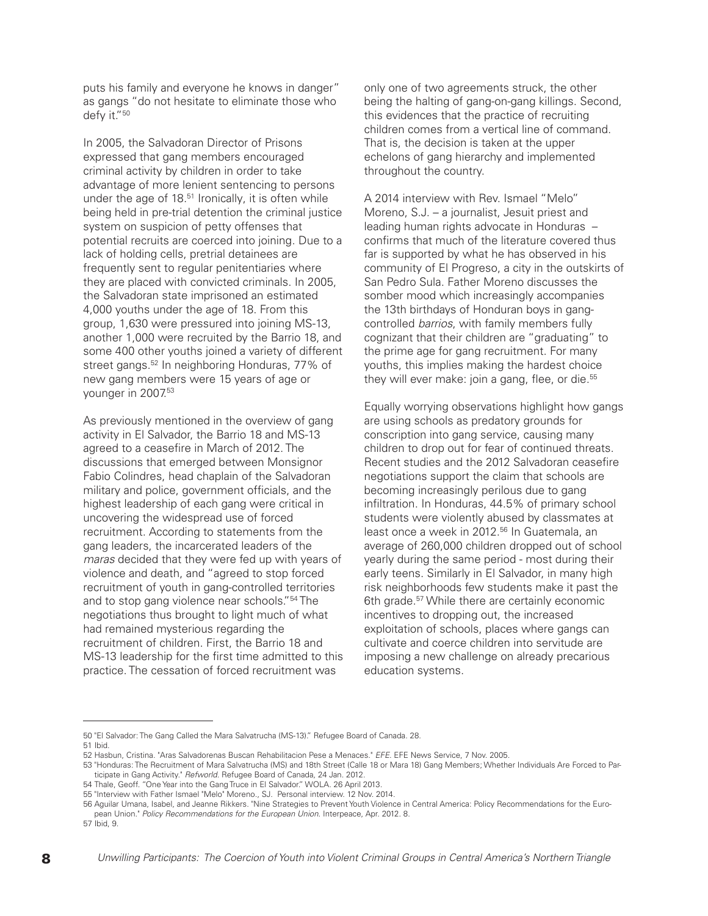puts his family and everyone he knows in danger" as gangs "do not hesitate to eliminate those who defy it."[50]

In 2005, the Salvadoran Director of Prisons expressed that gang members encouraged criminal activity by children in order to take advantage of more lenient sentencing to persons under the age of 18.[51] Ironically, it is often while being held in pre-trial detention the criminal justice system on suspicion of petty offenses that potential recruits are coerced into joining. Due to a lack of holding cells, pretrial detainees are frequently sent to regular penitentiaries where they are placed with convicted criminals. In 2005, the Salvadoran state imprisoned an estimated 4,000 youths under the age of 18. From this group, 1,630 were pressured into joining MS-13, another 1,000 were recruited by the Barrio 18, and some 400 other youths joined a variety of different street gangs.[52] In neighboring Honduras, 77% of new gang members were 15 years of age or younger in 2007.[53]

As previously mentioned in the overview of gang activity in El Salvador, the Barrio 18 and MS-13 agreed to a ceasefire in March of 2012. The discussions that emerged between Monsignor Fabio Colindres, head chaplain of the Salvadoran military and police, government officials, and the highest leadership of each gang were critical in uncovering the widespread use of forced recruitment. According to statements from the gang leaders, the incarcerated leaders of the *maras* decided that they were fed up with years of violence and death, and "agreed to stop forced recruitment of youth in gang-controlled territories and to stop gang violence near schools."[54] The negotiations thus brought to light much of what had remained mysterious regarding the recruitment of children. First, the Barrio 18 and MS-13 leadership for the first time admitted to this practice. The cessation of forced recruitment was only one of two agreements struck, the other being the halting of gang-on-gang killings. Second, this evidences that the practice of recruiting children comes from a vertical line of command. That is, the decision is taken at the upper echelons of gang hierarchy and implemented throughout the country.

A 2014 interview with Rev. Ismael "Melo" Moreno, S.J. – a journalist, Jesuit priest and leading human rights advocate in Honduras – confirms that much of the literature covered thus far is supported by what he has observed in his community of El Progreso, a city in the outskirts of San Pedro Sula. Father Moreno discusses the somber mood which increasingly accompanies the 13th birthdays of Honduran boys in gang-controlled *barrios*, with family members fully cognizant that their children are "graduating" to the prime age for gang recruitment. For many youths, this implies making the hardest choice they will ever make: join a gang, flee, or die.[55]

Equally worrying observations highlight how gangs are using schools as predatory grounds for conscription into gang service, causing many children to drop out for fear of continued threats. Recent studies and the 2012 Salvadoran ceasefire negotiations support the claim that schools are becoming increasingly perilous due to gang infiltration. In Honduras, 44.5% of primary school students were violently abused by classmates at least once a week in 2012.[56] In Guatemala, an average of 260,000 children dropped out of school yearly during the same period - most during their early teens. Similarly in El Salvador, in many high risk neighborhoods few students make it past the 6th grade.[57] While there are certainly economic incentives to dropping out, the increased exploitation of schools, places where gangs can cultivate and coerce children into servitude are imposing a new challenge on already precarious education systems.

---

50 "El Salvador: The Gang Called the Mara Salvatrucha (MS-13)." Refugee Board of Canada. 28.

51 Ibid.

52 Hasbun, Cristina. "Aras Salvadorenas Buscan Rehabilitacion Pese a Menaces." *EFE*. EFE News Service, 7 Nov. 2005.

53 "Honduras: The Recruitment of Mara Salvatrucha (MS) and 18th Street (Calle 18 or Mara 18) Gang Members; Whether Individuals Are Forced to Participate in Gang Activity." *Refworld*. Refugee Board of Canada, 24 Jan. 2012.

54 Thale, Geoff. "One Year into the Gang Truce in El Salvador." WOLA. 26 April 2013.

55 "Interview with Father Ismael "Melo" Moreno., SJ. Personal interview. 12 Nov. 2014.

56 Aguilar Umana, Isabel, and Jeanne Rikkers. "Nine Strategies to Prevent Youth Violence in Central America: Policy Recommendations for the European Union." *Policy Recommendations for the European Union*. Interpeace, Apr. 2012. 8.

57 Ibid, 9.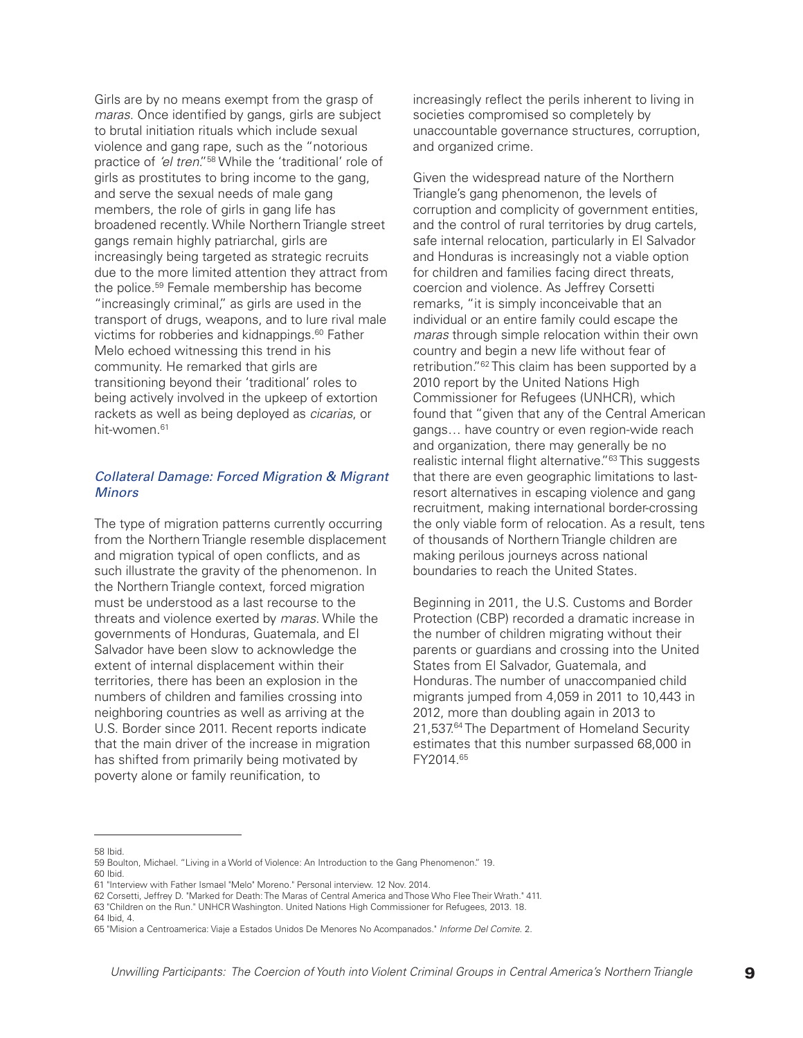Girls are by no means exempt from the grasp of *maras*. Once identified by gangs, girls are subject to brutal initiation rituals which include sexual violence and gang rape, such as the "notorious practice of *'el tren*'."[58] While the 'traditional' role of girls as prostitutes to bring income to the gang, and serve the sexual needs of male gang members, the role of girls in gang life has broadened recently. While Northern Triangle street gangs remain highly patriarchal, girls are increasingly being targeted as strategic recruits due to the more limited attention they attract from the police.[59] Female membership has become "increasingly criminal," as girls are used in the transport of drugs, weapons, and to lure rival male victims for robberies and kidnappings.[60] Father Melo echoed witnessing this trend in his community. He remarked that girls are transitioning beyond their 'traditional' roles to being actively involved in the upkeep of extortion rackets as well as being deployed as *cicarias*, or hit-women.[61]

### *Collateral Damage: Forced Migration & Migrant Minors*

The type of migration patterns currently occurring from the Northern Triangle resemble displacement and migration typical of open conflicts, and as such illustrate the gravity of the phenomenon. In the Northern Triangle context, forced migration must be understood as a last recourse to the threats and violence exerted by *maras*. While the governments of Honduras, Guatemala, and El Salvador have been slow to acknowledge the extent of internal displacement within their territories, there has been an explosion in the numbers of children and families crossing into neighboring countries as well as arriving at the U.S. Border since 2011. Recent reports indicate that the main driver of the increase in migration has shifted from primarily being motivated by poverty alone or family reunification, to increasingly reflect the perils inherent to living in societies compromised so completely by unaccountable governance structures, corruption, and organized crime.

Given the widespread nature of the Northern Triangle's gang phenomenon, the levels of corruption and complicity of government entities, and the control of rural territories by drug cartels, safe internal relocation, particularly in El Salvador and Honduras is increasingly not a viable option for children and families facing direct threats, coercion and violence. As Jeffrey Corsetti remarks, "it is simply inconceivable that an individual or an entire family could escape the *maras* through simple relocation within their own country and begin a new life without fear of retribution."[62] This claim has been supported by a 2010 report by the United Nations High Commissioner for Refugees (UNHCR), which found that "given that any of the Central American gangs… have country or even region-wide reach and organization, there may generally be no realistic internal flight alternative."[63] This suggests that there are even geographic limitations to last-resort alternatives in escaping violence and gang recruitment, making international border-crossing the only viable form of relocation. As a result, tens of thousands of Northern Triangle children are making perilous journeys across national boundaries to reach the United States.

Beginning in 2011, the U.S. Customs and Border Protection (CBP) recorded a dramatic increase in the number of children migrating without their parents or guardians and crossing into the United States from El Salvador, Guatemala, and Honduras. The number of unaccompanied child migrants jumped from 4,059 in 2011 to 10,443 in 2012, more than doubling again in 2013 to 21,537.[64] The Department of Homeland Security estimates that this number surpassed 68,000 in FY2014.[65]

---

58 Ibid.

59 Boulton, Michael. "Living in a World of Violence: An Introduction to the Gang Phenomenon." 19.

60 Ibid.

61 "Interview with Father Ismael "Melo" Moreno." Personal interview. 12 Nov. 2014.

62 Corsetti, Jeffrey D. "Marked for Death: The Maras of Central America and Those Who Flee Their Wrath." 411.

63 "Children on the Run." UNHCR Washington. United Nations High Commissioner for Refugees, 2013. 18.

64 Ibid, 4.

65 "Mision a Centroamerica: Viaje a Estados Unidos De Menores No Acompanados." *Informe Del Comite.* 2.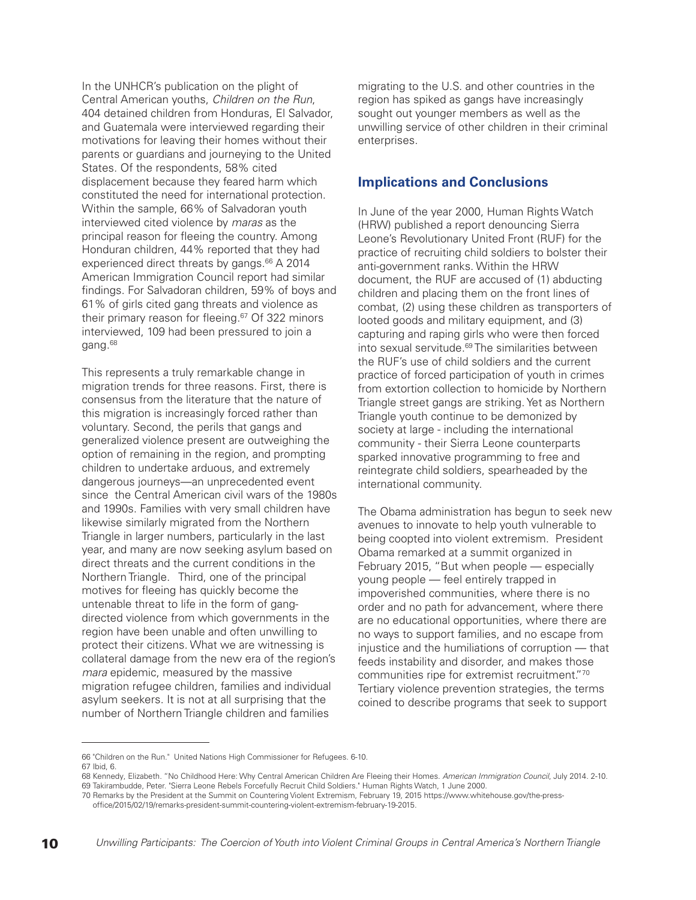In the UNHCR's publication on the plight of Central American youths, *Children on the Run*, 404 detained children from Honduras, El Salvador, and Guatemala were interviewed regarding their motivations for leaving their homes without their parents or guardians and journeying to the United States. Of the respondents, 58% cited displacement because they feared harm which constituted the need for international protection. Within the sample, 66% of Salvadoran youth interviewed cited violence by *maras* as the principal reason for fleeing the country. Among Honduran children, 44% reported that they had experienced direct threats by gangs.[66] A 2014 American Immigration Council report had similar findings. For Salvadoran children, 59% of boys and 61% of girls cited gang threats and violence as their primary reason for fleeing.[67] Of 322 minors interviewed, 109 had been pressured to join a gang.[68]

This represents a truly remarkable change in migration trends for three reasons. First, there is consensus from the literature that the nature of this migration is increasingly forced rather than voluntary. Second, the perils that gangs and generalized violence present are outweighing the option of remaining in the region, and prompting children to undertake arduous, and extremely dangerous journeys—an unprecedented event since the Central American civil wars of the 1980s and 1990s. Families with very small children have likewise similarly migrated from the Northern Triangle in larger numbers, particularly in the last year, and many are now seeking asylum based on direct threats and the current conditions in the Northern Triangle. Third, one of the principal motives for fleeing has quickly become the untenable threat to life in the form of gang-directed violence from which governments in the region have been unable and often unwilling to protect their citizens. What we are witnessing is collateral damage from the new era of the region's *mara* epidemic, measured by the massive migration refugee children, families and individual asylum seekers. It is not at all surprising that the number of Northern Triangle children and families migrating to the U.S. and other countries in the region has spiked as gangs have increasingly sought out younger members as well as the unwilling service of other children in their criminal enterprises.

## Implications and Conclusions

In June of the year 2000, Human Rights Watch (HRW) published a report denouncing Sierra Leone's Revolutionary United Front (RUF) for the practice of recruiting child soldiers to bolster their anti-government ranks. Within the HRW document, the RUF are accused of (1) abducting children and placing them on the front lines of combat, (2) using these children as transporters of looted goods and military equipment, and (3) capturing and raping girls who were then forced into sexual servitude.[69] The similarities between the RUF's use of child soldiers and the current practice of forced participation of youth in crimes from extortion collection to homicide by Northern Triangle street gangs are striking. Yet as Northern Triangle youth continue to be demonized by society at large - including the international community - their Sierra Leone counterparts sparked innovative programming to free and reintegrate child soldiers, spearheaded by the international community.

The Obama administration has begun to seek new avenues to innovate to help youth vulnerable to being coopted into violent extremism. President Obama remarked at a summit organized in February 2015, "But when people — especially young people — feel entirely trapped in impoverished communities, where there is no order and no path for advancement, where there are no educational opportunities, where there are no ways to support families, and no escape from injustice and the humiliations of corruption — that feeds instability and disorder, and makes those communities ripe for extremist recruitment."[70] Tertiary violence prevention strategies, the terms coined to describe programs that seek to support

---

66 "Children on the Run." United Nations High Commissioner for Refugees. 6-10.

67 Ibid, 6.

68 Kennedy, Elizabeth. "No Childhood Here: Why Central American Children Are Fleeing their Homes. *American Immigration Council*, July 2014. 2-10.

69 Takirambudde, Peter. "Sierra Leone Rebels Forcefully Recruit Child Soldiers." Human Rights Watch, 1 June 2000.

70 Remarks by the President at the Summit on Countering Violent Extremism, February 19, 2015 https://www.whitehouse.gov/the-press-office/2015/02/19/remarks-president-summit-countering-violent-extremism-february-19-2015.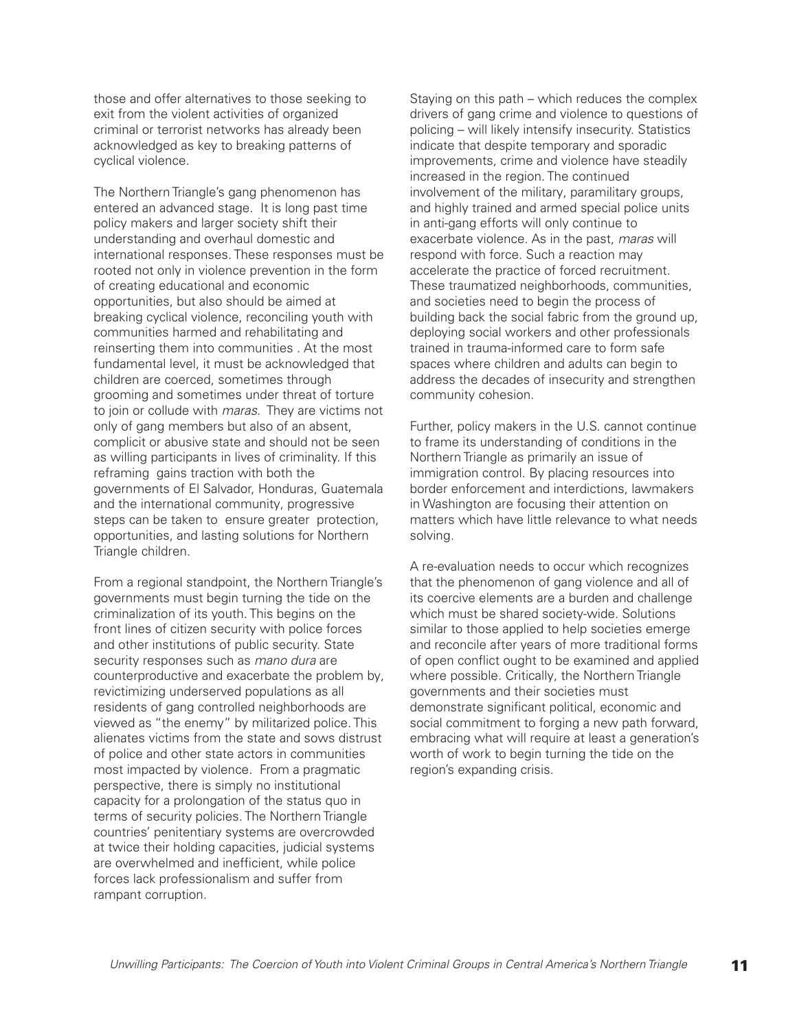those and offer alternatives to those seeking to exit from the violent activities of organized criminal or terrorist networks has already been acknowledged as key to breaking patterns of cyclical violence.

The Northern Triangle's gang phenomenon has entered an advanced stage. It is long past time policy makers and larger society shift their understanding and overhaul domestic and international responses. These responses must be rooted not only in violence prevention in the form of creating educational and economic opportunities, but also should be aimed at breaking cyclical violence, reconciling youth with communities harmed and rehabilitating and reinserting them into communities . At the most fundamental level, it must be acknowledged that children are coerced, sometimes through grooming and sometimes under threat of torture to join or collude with *maras*. They are victims not only of gang members but also of an absent, complicit or abusive state and should not be seen as willing participants in lives of criminality. If this reframing gains traction with both the governments of El Salvador, Honduras, Guatemala and the international community, progressive steps can be taken to ensure greater protection, opportunities, and lasting solutions for Northern Triangle children.

From a regional standpoint, the Northern Triangle's governments must begin turning the tide on the criminalization of its youth. This begins on the front lines of citizen security with police forces and other institutions of public security. State security responses such as *mano dura* are counterproductive and exacerbate the problem by, revictimizing underserved populations as all residents of gang controlled neighborhoods are viewed as "the enemy" by militarized police. This alienates victims from the state and sows distrust of police and other state actors in communities most impacted by violence. From a pragmatic perspective, there is simply no institutional capacity for a prolongation of the status quo in terms of security policies. The Northern Triangle countries' penitentiary systems are overcrowded at twice their holding capacities, judicial systems are overwhelmed and inefficient, while police forces lack professionalism and suffer from rampant corruption.

Staying on this path – which reduces the complex drivers of gang crime and violence to questions of policing – will likely intensify insecurity. Statistics indicate that despite temporary and sporadic improvements, crime and violence have steadily increased in the region. The continued involvement of the military, paramilitary groups, and highly trained and armed special police units in anti-gang efforts will only continue to exacerbate violence. As in the past, *maras* will respond with force. Such a reaction may accelerate the practice of forced recruitment. These traumatized neighborhoods, communities, and societies need to begin the process of building back the social fabric from the ground up, deploying social workers and other professionals trained in trauma-informed care to form safe spaces where children and adults can begin to address the decades of insecurity and strengthen community cohesion.

Further, policy makers in the U.S. cannot continue to frame its understanding of conditions in the Northern Triangle as primarily an issue of immigration control. By placing resources into border enforcement and interdictions, lawmakers in Washington are focusing their attention on matters which have little relevance to what needs solving.

A re-evaluation needs to occur which recognizes that the phenomenon of gang violence and all of its coercive elements are a burden and challenge which must be shared society-wide. Solutions similar to those applied to help societies emerge and reconcile after years of more traditional forms of open conflict ought to be examined and applied where possible. Critically, the Northern Triangle governments and their societies must demonstrate significant political, economic and social commitment to forging a new path forward, embracing what will require at least a generation's worth of work to begin turning the tide on the region's expanding crisis.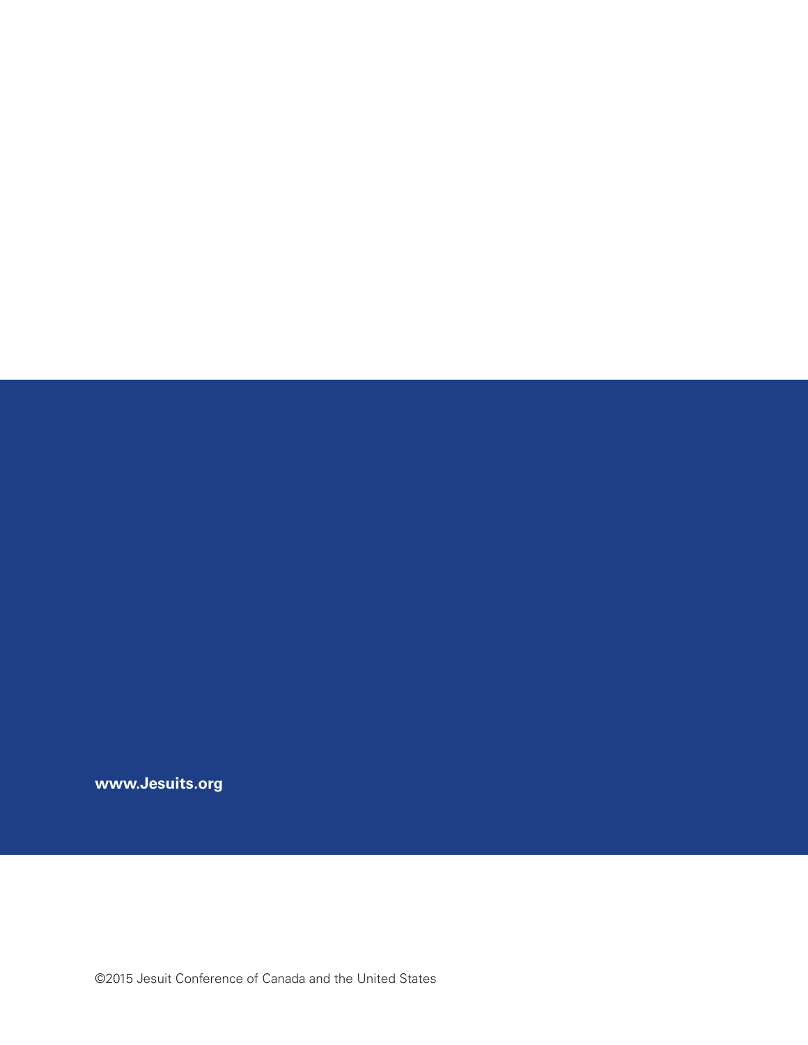**www.Jesuits.org**

©2015 Jesuit Conference of Canada and the United States